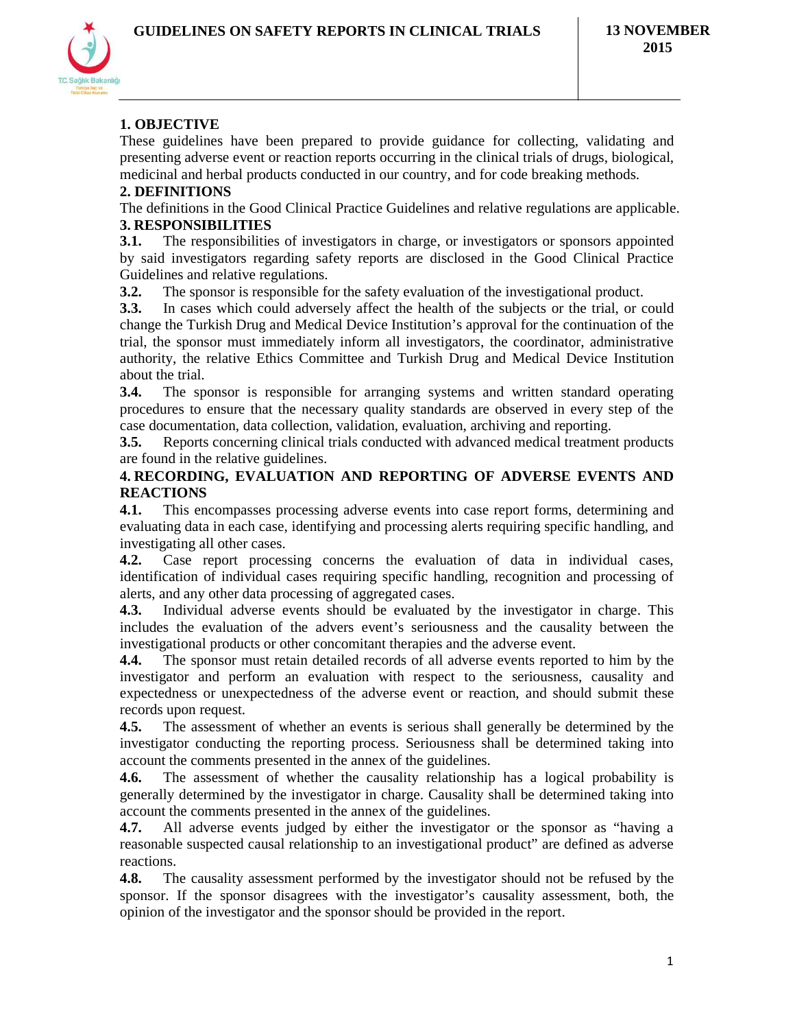# GUIDELINES ON SAFETY REPORTS IN CLINICAL TRIALS

**13 NOVEMBER 2015**

## 1. OBJECTIVE

These guidelines have been prepared to provide guidance for collecting, validating and presenting adverse event or reaction reports occurring in the clinical trials of drugs, biological, medicinal and herbal products conducted in our country, and for code breaking methods.

## 2. DEFINITIONS

The definitions in the Good Clinical Practice Guidelines and relative regulations are applicable.

## 3. RESPONSIBILITIES

**3.1.** The responsibilities of investigators in charge, or investigators or sponsors appointed by said investigators regarding safety reports are disclosed in the Good Clinical Practice Guidelines and relative regulations.

**3.2.** The sponsor is responsible for the safety evaluation of the investigational product.

**3.3.** In cases which could adversely affect the health of the subjects or the trial, or could change the Turkish Drug and Medical Device Institution's approval for the continuation of the trial, the sponsor must immediately inform all investigators, the coordinator, administrative authority, the relative Ethics Committee and Turkish Drug and Medical Device Institution about the trial.

**3.4.** The sponsor is responsible for arranging systems and written standard operating procedures to ensure that the necessary quality standards are observed in every step of the case documentation, data collection, validation, evaluation, archiving and reporting.

**3.5.** Reports concerning clinical trials conducted with advanced medical treatment products are found in the relative guidelines.

## 4. RECORDING, EVALUATION AND REPORTING OF ADVERSE EVENTS AND REACTIONS

**4.1.** This encompasses processing adverse events into case report forms, determining and evaluating data in each case, identifying and processing alerts requiring specific handling, and investigating all other cases.

**4.2.** Case report processing concerns the evaluation of data in individual cases, identification of individual cases requiring specific handling, recognition and processing of alerts, and any other data processing of aggregated cases.

**4.3.** Individual adverse events should be evaluated by the investigator in charge. This includes the evaluation of the advers event's seriousness and the causality between the investigational products or other concomitant therapies and the adverse event.

**4.4.** The sponsor must retain detailed records of all adverse events reported to him by the investigator and perform an evaluation with respect to the seriousness, causality and expectedness or unexpectedness of the adverse event or reaction, and should submit these records upon request.

**4.5.** The assessment of whether an events is serious shall generally be determined by the investigator conducting the reporting process. Seriousness shall be determined taking into account the comments presented in the annex of the guidelines.

**4.6.** The assessment of whether the causality relationship has a logical probability is generally determined by the investigator in charge. Causality shall be determined taking into account the comments presented in the annex of the guidelines.

**4.7.** All adverse events judged by either the investigator or the sponsor as "having a reasonable suspected causal relationship to an investigational product" are defined as adverse reactions.

**4.8.** The causality assessment performed by the investigator should not be refused by the sponsor. If the sponsor disagrees with the investigator's causality assessment, both, the opinion of the investigator and the sponsor should be provided in the report.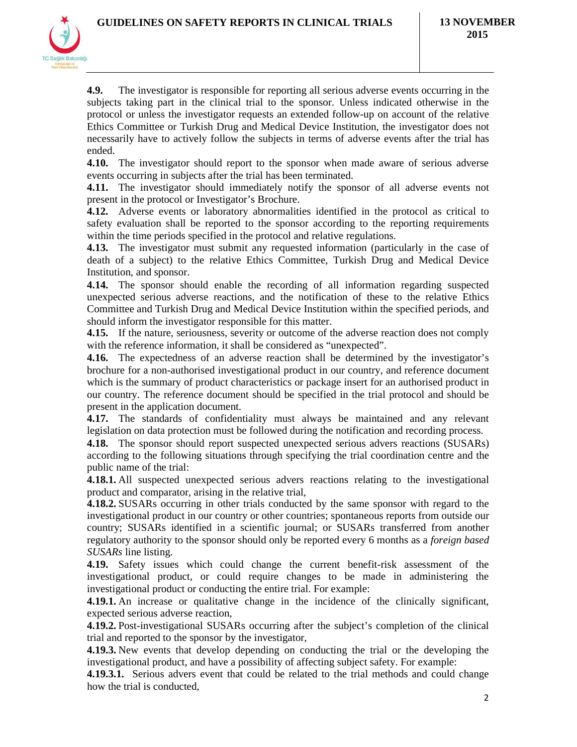**4.9.** The investigator is responsible for reporting all serious adverse events occurring in the subjects taking part in the clinical trial to the sponsor. Unless indicated otherwise in the protocol or unless the investigator requests an extended follow-up on account of the relative Ethics Committee or Turkish Drug and Medical Device Institution, the investigator does not necessarily have to actively follow the subjects in terms of adverse events after the trial has ended.

**4.10.** The investigator should report to the sponsor when made aware of serious adverse events occurring in subjects after the trial has been terminated.

**4.11.** The investigator should immediately notify the sponsor of all adverse events not present in the protocol or Investigator's Brochure.

**4.12.** Adverse events or laboratory abnormalities identified in the protocol as critical to safety evaluation shall be reported to the sponsor according to the reporting requirements within the time periods specified in the protocol and relative regulations.

**4.13.** The investigator must submit any requested information (particularly in the case of death of a subject) to the relative Ethics Committee, Turkish Drug and Medical Device Institution, and sponsor.

**4.14.** The sponsor should enable the recording of all information regarding suspected unexpected serious adverse reactions, and the notification of these to the relative Ethics Committee and Turkish Drug and Medical Device Institution within the specified periods, and should inform the investigator responsible for this matter.

**4.15.** If the nature, seriousness, severity or outcome of the adverse reaction does not comply with the reference information, it shall be considered as "unexpected".

**4.16.** The expectedness of an adverse reaction shall be determined by the investigator's brochure for a non-authorised investigational product in our country, and reference document which is the summary of product characteristics or package insert for an authorised product in our country. The reference document should be specified in the trial protocol and should be present in the application document.

**4.17.** The standards of confidentiality must always be maintained and any relevant legislation on data protection must be followed during the notification and recording process.

**4.18.** The sponsor should report suspected unexpected serious advers reactions (SUSARs) according to the following situations through specifying the trial coordination centre and the public name of the trial:

**4.18.1.** All suspected unexpected serious advers reactions relating to the investigational product and comparator, arising in the relative trial,

**4.18.2.** SUSARs occurring in other trials conducted by the same sponsor with regard to the investigational product in our country or other countries; spontaneous reports from outside our country; SUSARs identified in a scientific journal; or SUSARs transferred from another regulatory authority to the sponsor should only be reported every 6 months as a *foreign based SUSARs* line listing.

**4.19.** Safety issues which could change the current benefit-risk assessment of the investigational product, or could require changes to be made in administering the investigational product or conducting the entire trial. For example:

**4.19.1.** An increase or qualitative change in the incidence of the clinically significant, expected serious adverse reaction,

**4.19.2.** Post-investigational SUSARs occurring after the subject's completion of the clinical trial and reported to the sponsor by the investigator,

**4.19.3.** New events that develop depending on conducting the trial or the developing the investigational product, and have a possibility of affecting subject safety. For example:

**4.19.3.1.** Serious advers event that could be related to the trial methods and could change how the trial is conducted,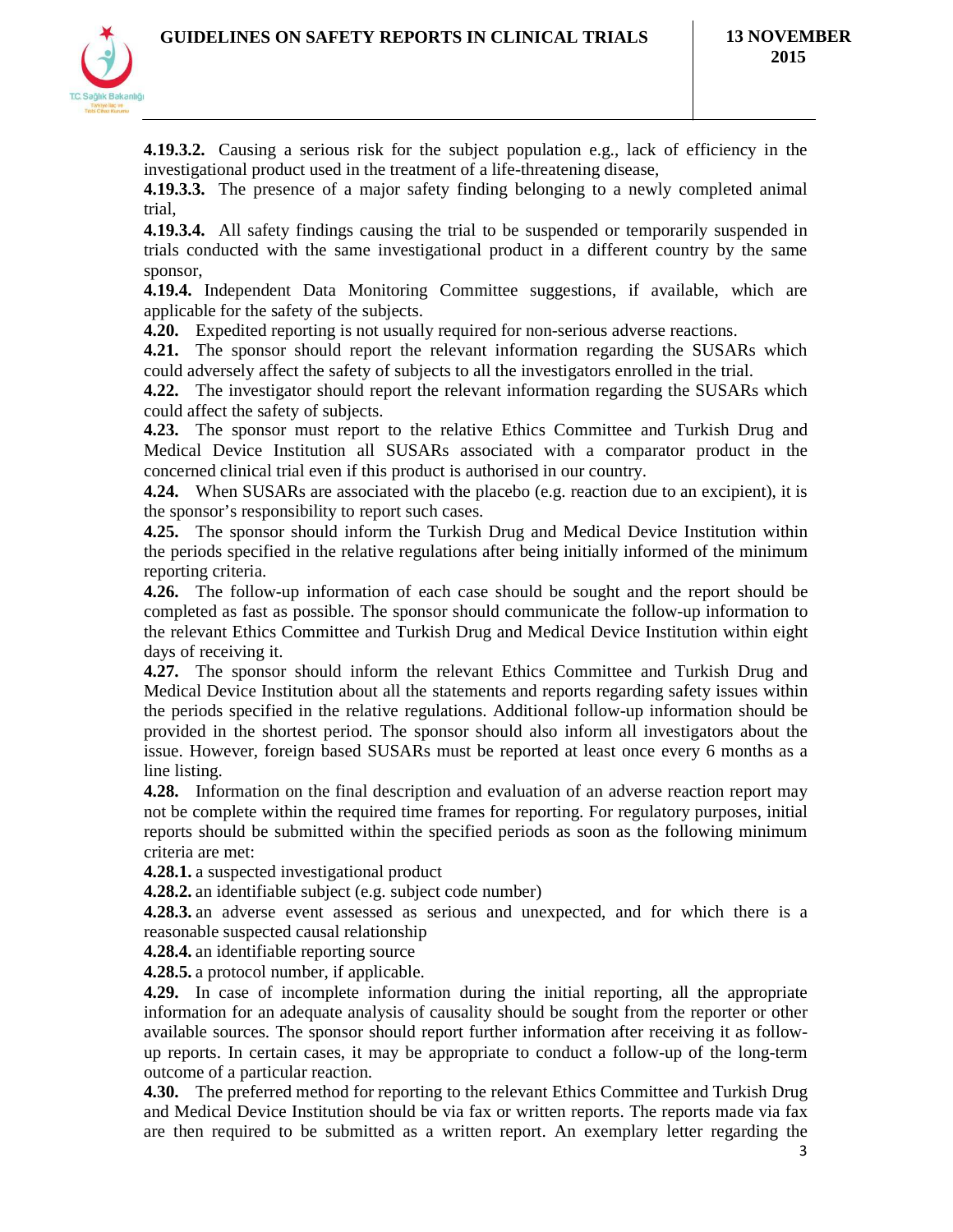**4.19.3.2.** Causing a serious risk for the subject population e.g., lack of efficiency in the investigational product used in the treatment of a life-threatening disease,

**4.19.3.3.** The presence of a major safety finding belonging to a newly completed animal trial,

**4.19.3.4.** All safety findings causing the trial to be suspended or temporarily suspended in trials conducted with the same investigational product in a different country by the same sponsor,

**4.19.4.** Independent Data Monitoring Committee suggestions, if available, which are applicable for the safety of the subjects.

**4.20.** Expedited reporting is not usually required for non-serious adverse reactions.

**4.21.** The sponsor should report the relevant information regarding the SUSARs which could adversely affect the safety of subjects to all the investigators enrolled in the trial.

**4.22.** The investigator should report the relevant information regarding the SUSARs which could affect the safety of subjects.

**4.23.** The sponsor must report to the relative Ethics Committee and Turkish Drug and Medical Device Institution all SUSARs associated with a comparator product in the concerned clinical trial even if this product is authorised in our country.

**4.24.** When SUSARs are associated with the placebo (e.g. reaction due to an excipient), it is the sponsor's responsibility to report such cases.

**4.25.** The sponsor should inform the Turkish Drug and Medical Device Institution within the periods specified in the relative regulations after being initially informed of the minimum reporting criteria.

**4.26.** The follow-up information of each case should be sought and the report should be completed as fast as possible. The sponsor should communicate the follow-up information to the relevant Ethics Committee and Turkish Drug and Medical Device Institution within eight days of receiving it.

**4.27.** The sponsor should inform the relevant Ethics Committee and Turkish Drug and Medical Device Institution about all the statements and reports regarding safety issues within the periods specified in the relative regulations. Additional follow-up information should be provided in the shortest period. The sponsor should also inform all investigators about the issue. However, foreign based SUSARs must be reported at least once every 6 months as a line listing.

**4.28.** Information on the final description and evaluation of an adverse reaction report may not be complete within the required time frames for reporting. For regulatory purposes, initial reports should be submitted within the specified periods as soon as the following minimum criteria are met:

**4.28.1.** a suspected investigational product

**4.28.2.** an identifiable subject (e.g. subject code number)

**4.28.3.** an adverse event assessed as serious and unexpected, and for which there is a reasonable suspected causal relationship

**4.28.4.** an identifiable reporting source

**4.28.5.** a protocol number, if applicable.

**4.29.** In case of incomplete information during the initial reporting, all the appropriate information for an adequate analysis of causality should be sought from the reporter or other available sources. The sponsor should report further information after receiving it as follow-up reports. In certain cases, it may be appropriate to conduct a follow-up of the long-term outcome of a particular reaction.

**4.30.** The preferred method for reporting to the relevant Ethics Committee and Turkish Drug and Medical Device Institution should be via fax or written reports. The reports made via fax are then required to be submitted as a written report. An exemplary letter regarding the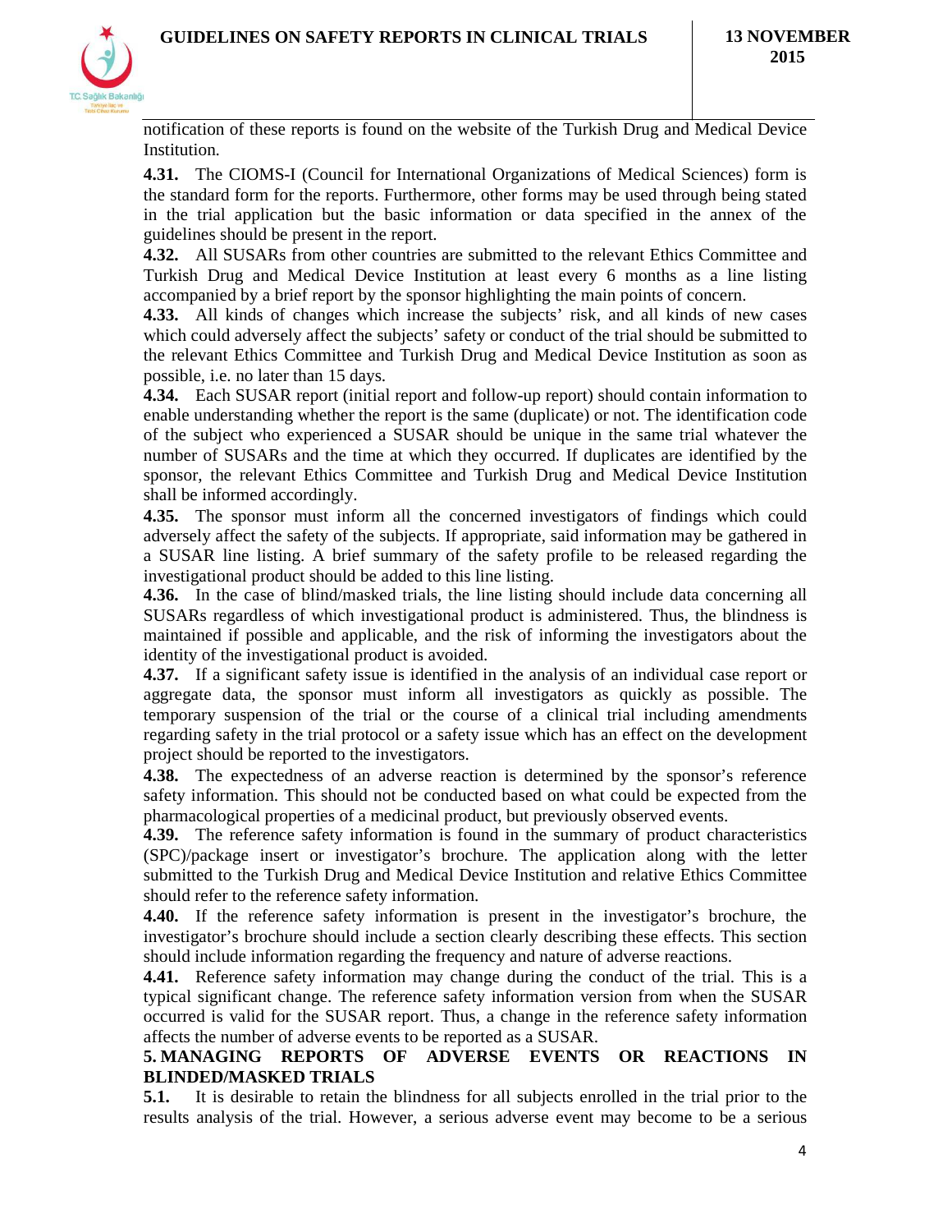notification of these reports is found on the website of the Turkish Drug and Medical Device Institution.

**4.31.** The CIOMS-I (Council for International Organizations of Medical Sciences) form is the standard form for the reports. Furthermore, other forms may be used through being stated in the trial application but the basic information or data specified in the annex of the guidelines should be present in the report.

**4.32.** All SUSARs from other countries are submitted to the relevant Ethics Committee and Turkish Drug and Medical Device Institution at least every 6 months as a line listing accompanied by a brief report by the sponsor highlighting the main points of concern.

**4.33.** All kinds of changes which increase the subjects' risk, and all kinds of new cases which could adversely affect the subjects' safety or conduct of the trial should be submitted to the relevant Ethics Committee and Turkish Drug and Medical Device Institution as soon as possible, i.e. no later than 15 days.

**4.34.** Each SUSAR report (initial report and follow-up report) should contain information to enable understanding whether the report is the same (duplicate) or not. The identification code of the subject who experienced a SUSAR should be unique in the same trial whatever the number of SUSARs and the time at which they occurred. If duplicates are identified by the sponsor, the relevant Ethics Committee and Turkish Drug and Medical Device Institution shall be informed accordingly.

**4.35.** The sponsor must inform all the concerned investigators of findings which could adversely affect the safety of the subjects. If appropriate, said information may be gathered in a SUSAR line listing. A brief summary of the safety profile to be released regarding the investigational product should be added to this line listing.

**4.36.** In the case of blind/masked trials, the line listing should include data concerning all SUSARs regardless of which investigational product is administered. Thus, the blindness is maintained if possible and applicable, and the risk of informing the investigators about the identity of the investigational product is avoided.

**4.37.** If a significant safety issue is identified in the analysis of an individual case report or aggregate data, the sponsor must inform all investigators as quickly as possible. The temporary suspension of the trial or the course of a clinical trial including amendments regarding safety in the trial protocol or a safety issue which has an effect on the development project should be reported to the investigators.

**4.38.** The expectedness of an adverse reaction is determined by the sponsor's reference safety information. This should not be conducted based on what could be expected from the pharmacological properties of a medicinal product, but previously observed events.

**4.39.** The reference safety information is found in the summary of product characteristics (SPC)/package insert or investigator's brochure. The application along with the letter submitted to the Turkish Drug and Medical Device Institution and relative Ethics Committee should refer to the reference safety information.

**4.40.** If the reference safety information is present in the investigator's brochure, the investigator's brochure should include a section clearly describing these effects. This section should include information regarding the frequency and nature of adverse reactions.

**4.41.** Reference safety information may change during the conduct of the trial. This is a typical significant change. The reference safety information version from when the SUSAR occurred is valid for the SUSAR report. Thus, a change in the reference safety information affects the number of adverse events to be reported as a SUSAR.

## 5. MANAGING REPORTS OF ADVERSE EVENTS OR REACTIONS IN BLINDED/MASKED TRIALS

**5.1.** It is desirable to retain the blindness for all subjects enrolled in the trial prior to the results analysis of the trial. However, a serious adverse event may become to be a serious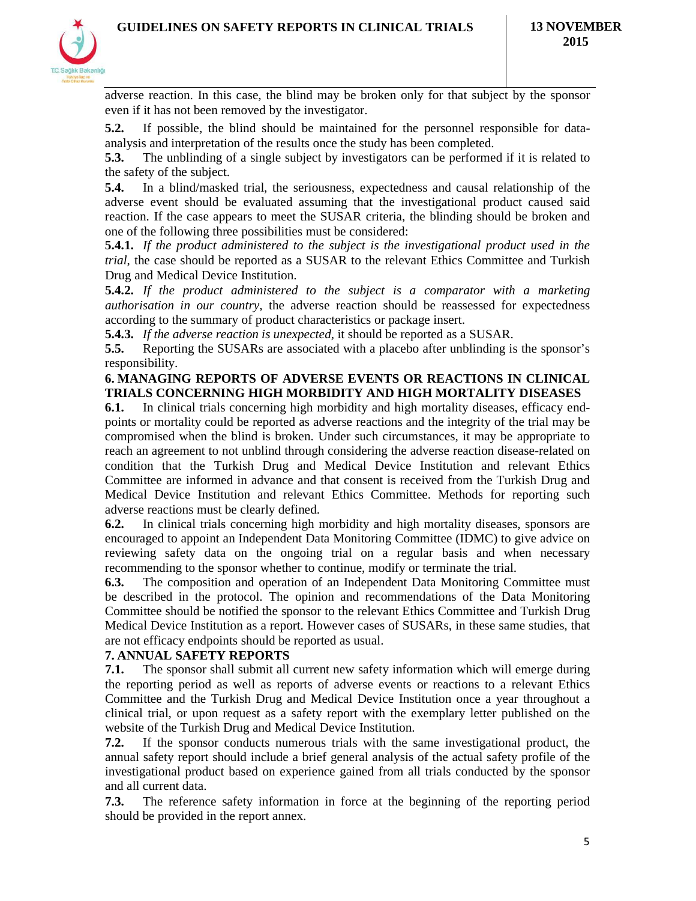adverse reaction. In this case, the blind may be broken only for that subject by the sponsor even if it has not been removed by the investigator.

**5.2.** If possible, the blind should be maintained for the personnel responsible for data-analysis and interpretation of the results once the study has been completed.

**5.3.** The unblinding of a single subject by investigators can be performed if it is related to the safety of the subject.

**5.4.** In a blind/masked trial, the seriousness, expectedness and causal relationship of the adverse event should be evaluated assuming that the investigational product caused said reaction. If the case appears to meet the SUSAR criteria, the blinding should be broken and one of the following three possibilities must be considered:

**5.4.1.** *If the product administered to the subject is the investigational product used in the trial*, the case should be reported as a SUSAR to the relevant Ethics Committee and Turkish Drug and Medical Device Institution.

**5.4.2.** *If the product administered to the subject is a comparator with a marketing authorisation in our country*, the adverse reaction should be reassessed for expectedness according to the summary of product characteristics or package insert.

**5.4.3.** *If the adverse reaction is unexpected*, it should be reported as a SUSAR.

**5.5.** Reporting the SUSARs are associated with a placebo after unblinding is the sponsor's responsibility.

## 6. MANAGING REPORTS OF ADVERSE EVENTS OR REACTIONS IN CLINICAL TRIALS CONCERNING HIGH MORBIDITY AND HIGH MORTALITY DISEASES

**6.1.** In clinical trials concerning high morbidity and high mortality diseases, efficacy end-points or mortality could be reported as adverse reactions and the integrity of the trial may be compromised when the blind is broken. Under such circumstances, it may be appropriate to reach an agreement to not unblind through considering the adverse reaction disease-related on condition that the Turkish Drug and Medical Device Institution and relevant Ethics Committee are informed in advance and that consent is received from the Turkish Drug and Medical Device Institution and relevant Ethics Committee. Methods for reporting such adverse reactions must be clearly defined.

**6.2.** In clinical trials concerning high morbidity and high mortality diseases, sponsors are encouraged to appoint an Independent Data Monitoring Committee (IDMC) to give advice on reviewing safety data on the ongoing trial on a regular basis and when necessary recommending to the sponsor whether to continue, modify or terminate the trial.

**6.3.** The composition and operation of an Independent Data Monitoring Committee must be described in the protocol. The opinion and recommendations of the Data Monitoring Committee should be notified the sponsor to the relevant Ethics Committee and Turkish Drug Medical Device Institution as a report. However cases of SUSARs, in these same studies, that are not efficacy endpoints should be reported as usual.

## 7. ANNUAL SAFETY REPORTS

**7.1.** The sponsor shall submit all current new safety information which will emerge during the reporting period as well as reports of adverse events or reactions to a relevant Ethics Committee and the Turkish Drug and Medical Device Institution once a year throughout a clinical trial, or upon request as a safety report with the exemplary letter published on the website of the Turkish Drug and Medical Device Institution.

**7.2.** If the sponsor conducts numerous trials with the same investigational product, the annual safety report should include a brief general analysis of the actual safety profile of the investigational product based on experience gained from all trials conducted by the sponsor and all current data.

**7.3.** The reference safety information in force at the beginning of the reporting period should be provided in the report annex.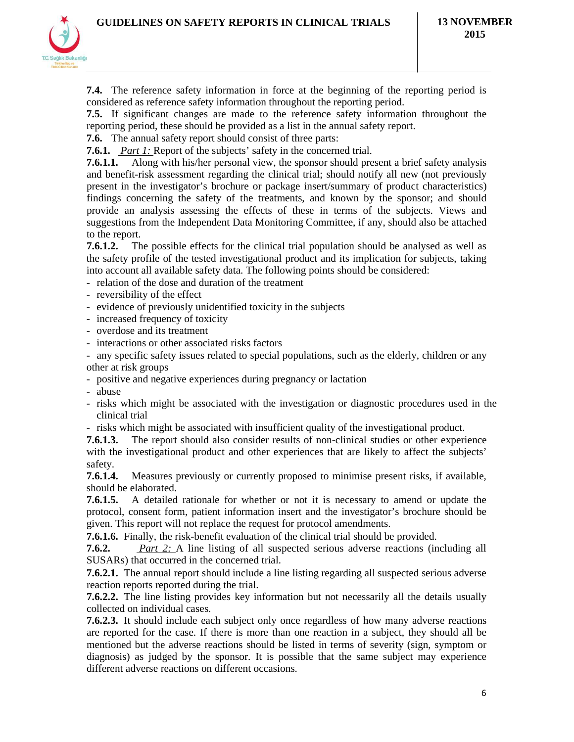**7.4.** The reference safety information in force at the beginning of the reporting period is considered as reference safety information throughout the reporting period.

**7.5.** If significant changes are made to the reference safety information throughout the reporting period, these should be provided as a list in the annual safety report.

**7.6.** The annual safety report should consist of three parts:

**7.6.1.** *Part 1:* Report of the subjects' safety in the concerned trial.

**7.6.1.1.** Along with his/her personal view, the sponsor should present a brief safety analysis and benefit-risk assessment regarding the clinical trial; should notify all new (not previously present in the investigator's brochure or package insert/summary of product characteristics) findings concerning the safety of the treatments, and known by the sponsor; and should provide an analysis assessing the effects of these in terms of the subjects. Views and suggestions from the Independent Data Monitoring Committee, if any, should also be attached to the report.

**7.6.1.2.** The possible effects for the clinical trial population should be analysed as well as the safety profile of the tested investigational product and its implication for subjects, taking into account all available safety data. The following points should be considered:

- relation of the dose and duration of the treatment
- reversibility of the effect
- evidence of previously unidentified toxicity in the subjects
- increased frequency of toxicity
- overdose and its treatment
- interactions or other associated risks factors
- any specific safety issues related to special populations, such as the elderly, children or any other at risk groups
- positive and negative experiences during pregnancy or lactation
- abuse
- risks which might be associated with the investigation or diagnostic procedures used in the clinical trial
- risks which might be associated with insufficient quality of the investigational product.

**7.6.1.3.** The report should also consider results of non-clinical studies or other experience with the investigational product and other experiences that are likely to affect the subjects' safety.

**7.6.1.4.** Measures previously or currently proposed to minimise present risks, if available, should be elaborated.

**7.6.1.5.** A detailed rationale for whether or not it is necessary to amend or update the protocol, consent form, patient information insert and the investigator's brochure should be given. This report will not replace the request for protocol amendments.

**7.6.1.6.** Finally, the risk-benefit evaluation of the clinical trial should be provided.

**7.6.2.** *Part 2:* A line listing of all suspected serious adverse reactions (including all SUSARs) that occurred in the concerned trial.

**7.6.2.1.** The annual report should include a line listing regarding all suspected serious adverse reaction reports reported during the trial.

**7.6.2.2.** The line listing provides key information but not necessarily all the details usually collected on individual cases.

**7.6.2.3.** It should include each subject only once regardless of how many adverse reactions are reported for the case. If there is more than one reaction in a subject, they should all be mentioned but the adverse reactions should be listed in terms of severity (sign, symptom or diagnosis) as judged by the sponsor. It is possible that the same subject may experience different adverse reactions on different occasions.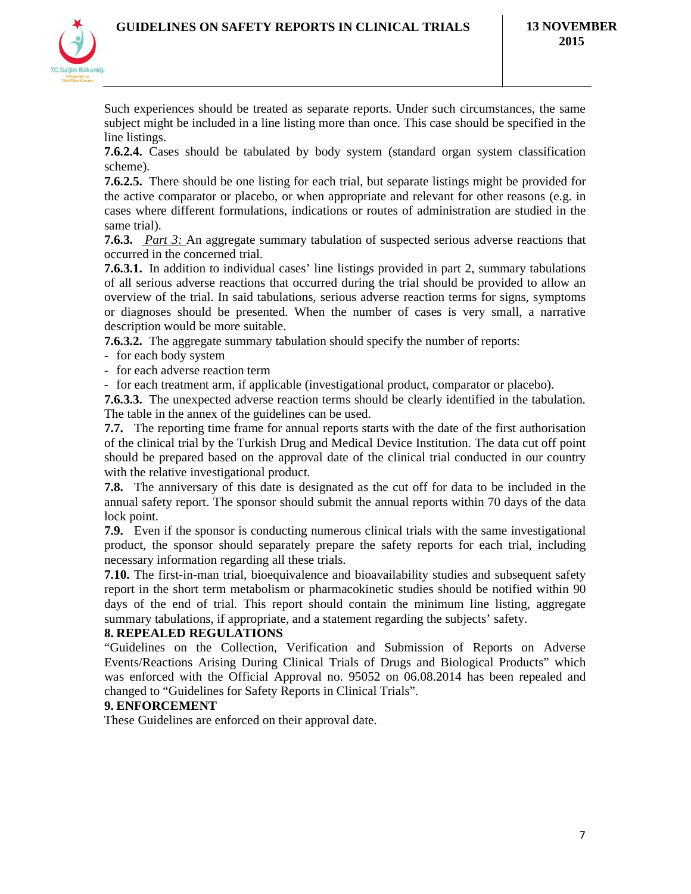Such experiences should be treated as separate reports. Under such circumstances, the same subject might be included in a line listing more than once. This case should be specified in the line listings.

**7.6.2.4.** Cases should be tabulated by body system (standard organ system classification scheme).

**7.6.2.5.** There should be one listing for each trial, but separate listings might be provided for the active comparator or placebo, or when appropriate and relevant for other reasons (e.g. in cases where different formulations, indications or routes of administration are studied in the same trial).

**7.6.3.** *Part 3:* An aggregate summary tabulation of suspected serious adverse reactions that occurred in the concerned trial.

**7.6.3.1.** In addition to individual cases' line listings provided in part 2, summary tabulations of all serious adverse reactions that occurred during the trial should be provided to allow an overview of the trial. In said tabulations, serious adverse reaction terms for signs, symptoms or diagnoses should be presented. When the number of cases is very small, a narrative description would be more suitable.

**7.6.3.2.** The aggregate summary tabulation should specify the number of reports:

- for each body system
- for each adverse reaction term
- for each treatment arm, if applicable (investigational product, comparator or placebo).

**7.6.3.3.** The unexpected adverse reaction terms should be clearly identified in the tabulation. The table in the annex of the guidelines can be used.

**7.7.** The reporting time frame for annual reports starts with the date of the first authorisation of the clinical trial by the Turkish Drug and Medical Device Institution. The data cut off point should be prepared based on the approval date of the clinical trial conducted in our country with the relative investigational product.

**7.8.** The anniversary of this date is designated as the cut off for data to be included in the annual safety report. The sponsor should submit the annual reports within 70 days of the data lock point.

**7.9.** Even if the sponsor is conducting numerous clinical trials with the same investigational product, the sponsor should separately prepare the safety reports for each trial, including necessary information regarding all these trials.

**7.10.** The first-in-man trial, bioequivalence and bioavailability studies and subsequent safety report in the short term metabolism or pharmacokinetic studies should be notified within 90 days of the end of trial. This report should contain the minimum line listing, aggregate summary tabulations, if appropriate, and a statement regarding the subjects' safety.

## 8. REPEALED REGULATIONS

"Guidelines on the Collection, Verification and Submission of Reports on Adverse Events/Reactions Arising During Clinical Trials of Drugs and Biological Products" which was enforced with the Official Approval no. 95052 on 06.08.2014 has been repealed and changed to "Guidelines for Safety Reports in Clinical Trials".

## 9. ENFORCEMENT

These Guidelines are enforced on their approval date.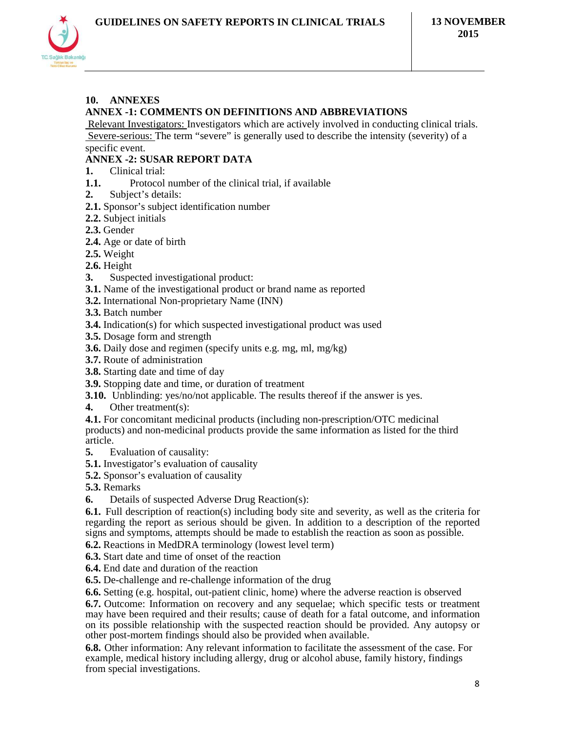## 10. ANNEXES

### ANNEX -1: COMMENTS ON DEFINITIONS AND ABBREVIATIONS

Relevant Investigators: Investigators which are actively involved in conducting clinical trials.

Severe-serious: The term "severe" is generally used to describe the intensity (severity) of a specific event.

### ANNEX -2: SUSAR REPORT DATA

**1.** Clinical trial:

**1.1.** Protocol number of the clinical trial, if available

**2.** Subject's details:

**2.1.** Sponsor's subject identification number

**2.2.** Subject initials

**2.3.** Gender

**2.4.** Age or date of birth

**2.5.** Weight

**2.6.** Height

**3.** Suspected investigational product:

**3.1.** Name of the investigational product or brand name as reported

**3.2.** International Non-proprietary Name (INN)

**3.3.** Batch number

**3.4.** Indication(s) for which suspected investigational product was used

**3.5.** Dosage form and strength

**3.6.** Daily dose and regimen (specify units e.g. mg, ml, mg/kg)

**3.7.** Route of administration

**3.8.** Starting date and time of day

**3.9.** Stopping date and time, or duration of treatment

**3.10.** Unblinding: yes/no/not applicable. The results thereof if the answer is yes.

**4.** Other treatment(s):

**4.1.** For concomitant medicinal products (including non-prescription/OTC medicinal products) and non-medicinal products provide the same information as listed for the third article.

**5.** Evaluation of causality:

**5.1.** Investigator's evaluation of causality

**5.2.** Sponsor's evaluation of causality

**5.3.** Remarks

**6.** Details of suspected Adverse Drug Reaction(s):

**6.1.** Full description of reaction(s) including body site and severity, as well as the criteria for regarding the report as serious should be given. In addition to a description of the reported signs and symptoms, attempts should be made to establish the reaction as soon as possible.

**6.2.** Reactions in MedDRA terminology (lowest level term)

**6.3.** Start date and time of onset of the reaction

**6.4.** End date and duration of the reaction

**6.5.** De-challenge and re-challenge information of the drug

**6.6.** Setting (e.g. hospital, out-patient clinic, home) where the adverse reaction is observed

**6.7.** Outcome: Information on recovery and any sequelae; which specific tests or treatment may have been required and their results; cause of death for a fatal outcome, and information on its possible relationship with the suspected reaction should be provided. Any autopsy or other post-mortem findings should also be provided when available.

**6.8.** Other information: Any relevant information to facilitate the assessment of the case. For example, medical history including allergy, drug or alcohol abuse, family history, findings from special investigations.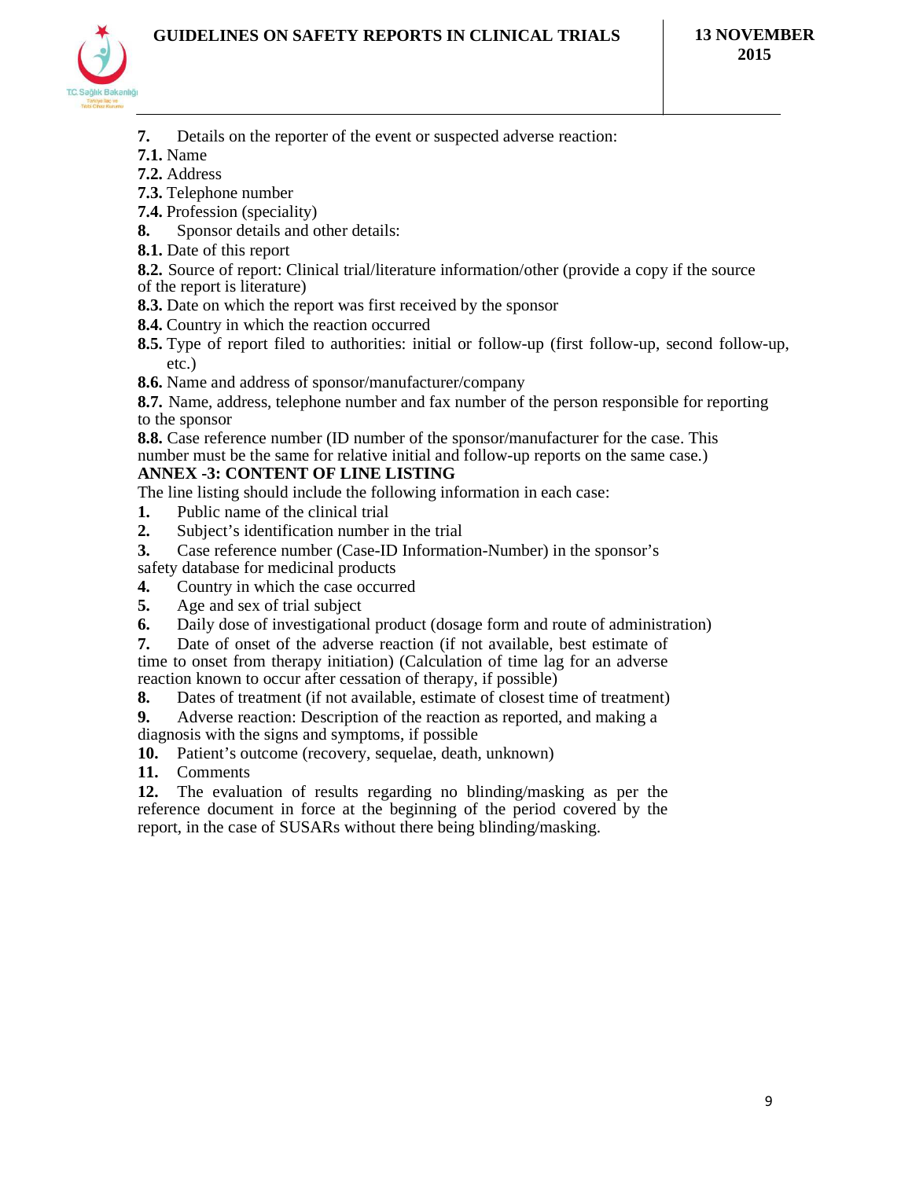**7.** Details on the reporter of the event or suspected adverse reaction:

**7.1.** Name

**7.2.** Address

**7.3.** Telephone number

**7.4.** Profession (speciality)

**8.** Sponsor details and other details:

**8.1.** Date of this report

**8.2.** Source of report: Clinical trial/literature information/other (provide a copy if the source of the report is literature)

**8.3.** Date on which the report was first received by the sponsor

**8.4.** Country in which the reaction occurred

**8.5.** Type of report filed to authorities: initial or follow-up (first follow-up, second follow-up, etc.)

**8.6.** Name and address of sponsor/manufacturer/company

**8.7.** Name, address, telephone number and fax number of the person responsible for reporting to the sponsor

**8.8.** Case reference number (ID number of the sponsor/manufacturer for the case. This number must be the same for relative initial and follow-up reports on the same case.)

**ANNEX -3: CONTENT OF LINE LISTING**

The line listing should include the following information in each case:

**1.** Public name of the clinical trial

**2.** Subject's identification number in the trial

**3.** Case reference number (Case-ID Information-Number) in the sponsor's safety database for medicinal products

**4.** Country in which the case occurred

**5.** Age and sex of trial subject

**6.** Daily dose of investigational product (dosage form and route of administration)

**7.** Date of onset of the adverse reaction (if not available, best estimate of time to onset from therapy initiation) (Calculation of time lag for an adverse reaction known to occur after cessation of therapy, if possible)

**8.** Dates of treatment (if not available, estimate of closest time of treatment)

**9.** Adverse reaction: Description of the reaction as reported, and making a diagnosis with the signs and symptoms, if possible

**10.** Patient's outcome (recovery, sequelae, death, unknown)

**11.** Comments

**12.** The evaluation of results regarding no blinding/masking as per the reference document in force at the beginning of the period covered by the report, in the case of SUSARs without there being blinding/masking.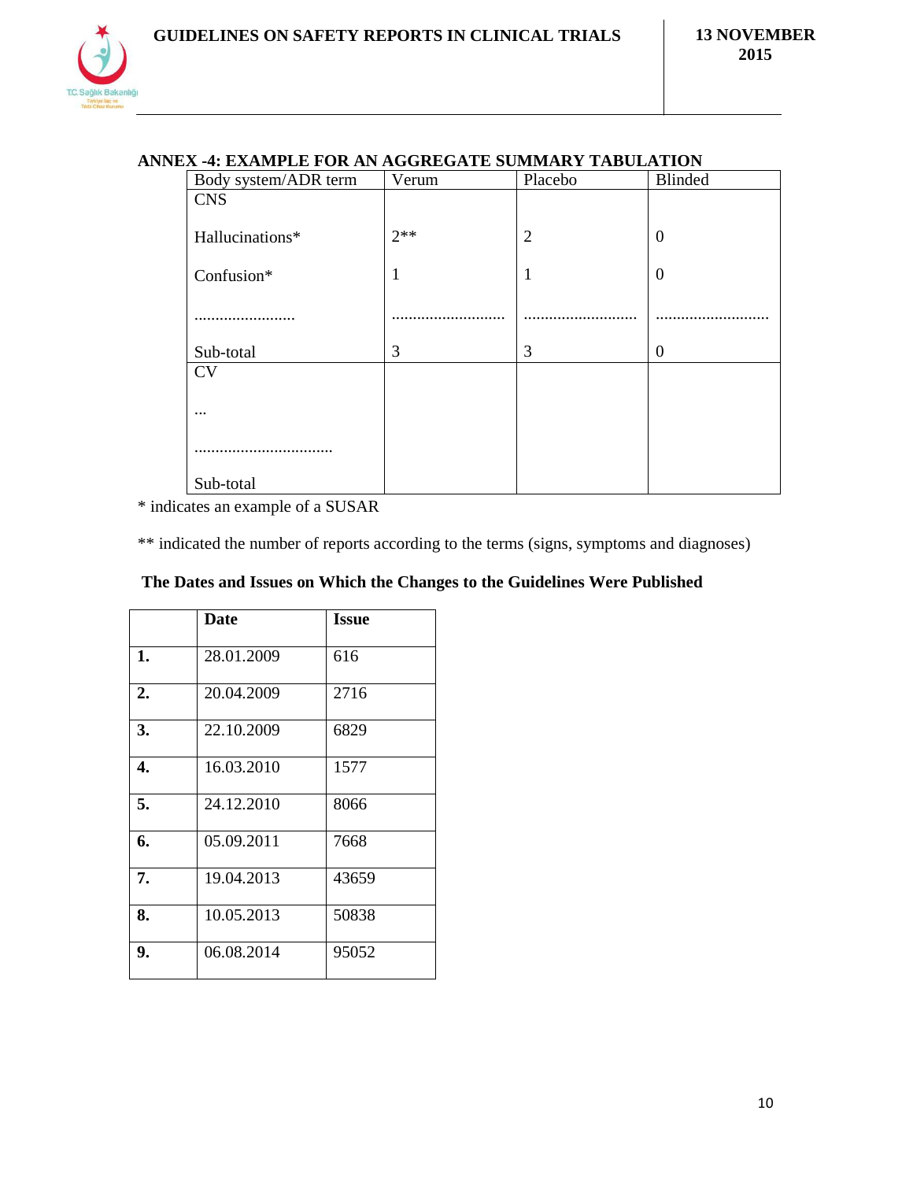## ANNEX -4: EXAMPLE FOR AN AGGREGATE SUMMARY TABULATION

| Body system/ADR term | Verum | Placebo | Blinded |
|---|---|---|---|
| CNS | | | |
| Hallucinations* | 2** | 2 | 0 |
| Confusion* | 1 | 1 | 0 |
| ........................ | ........................... | ........................... | ........................... |
| Sub-total | 3 | 3 | 0 |
| CV | | | |
| ... | | | |
| ................................. | | | |
| Sub-total | | | |

\* indicates an example of a SUSAR

** indicated the number of reports according to the terms (signs, symptoms and diagnoses)

**The Dates and Issues on Which the Changes to the Guidelines Were Published**

| | **Date** | **Issue** |
|---|---|---|
| **1.** | 28.01.2009 | 616 |
| **2.** | 20.04.2009 | 2716 |
| **3.** | 22.10.2009 | 6829 |
| **4.** | 16.03.2010 | 1577 |
| **5.** | 24.12.2010 | 8066 |
| **6.** | 05.09.2011 | 7668 |
| **7.** | 19.04.2013 | 43659 |
| **8.** | 10.05.2013 | 50838 |
| **9.** | 06.08.2014 | 95052 |